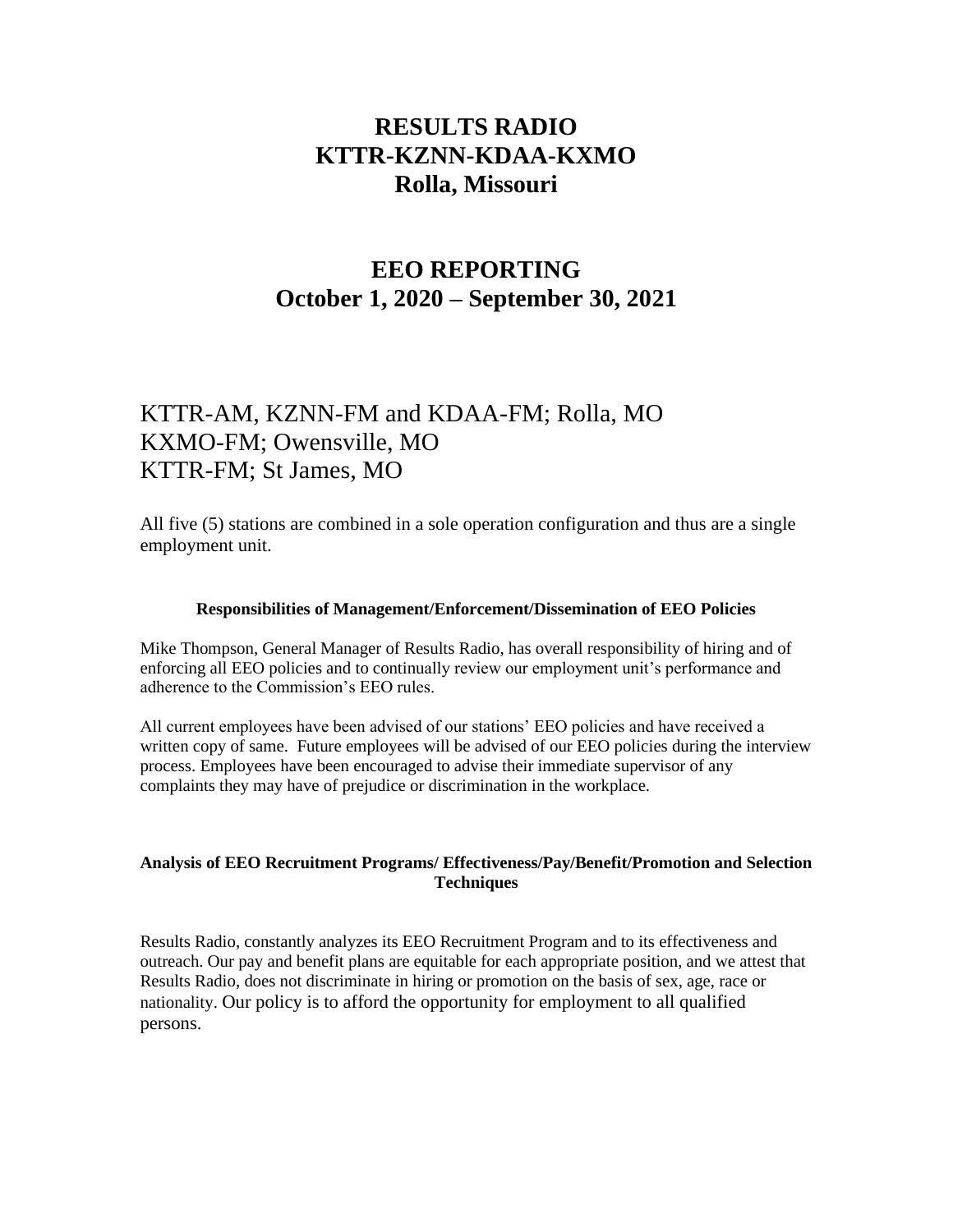# RESULTS RADIO
# KTTR-KZNN-KDAA-KXMO
# Rolla, Missouri

## EEO REPORTING
## October 1, 2020 – September 30, 2021

KTTR-AM, KZNN-FM and KDAA-FM; Rolla, MO
KXMO-FM; Owensville, MO
KTTR-FM; St James, MO

All five (5) stations are combined in a sole operation configuration and thus are a single employment unit.

### Responsibilities of Management/Enforcement/Dissemination of EEO Policies

Mike Thompson, General Manager of Results Radio, has overall responsibility of hiring and of enforcing all EEO policies and to continually review our employment unit's performance and adherence to the Commission's EEO rules.

All current employees have been advised of our stations' EEO policies and have received a written copy of same. Future employees will be advised of our EEO policies during the interview process. Employees have been encouraged to advise their immediate supervisor of any complaints they may have of prejudice or discrimination in the workplace.

### Analysis of EEO Recruitment Programs/ Effectiveness/Pay/Benefit/Promotion and Selection Techniques

Results Radio, constantly analyzes its EEO Recruitment Program and to its effectiveness and outreach. Our pay and benefit plans are equitable for each appropriate position, and we attest that Results Radio, does not discriminate in hiring or promotion on the basis of sex, age, race or nationality. Our policy is to afford the opportunity for employment to all qualified persons.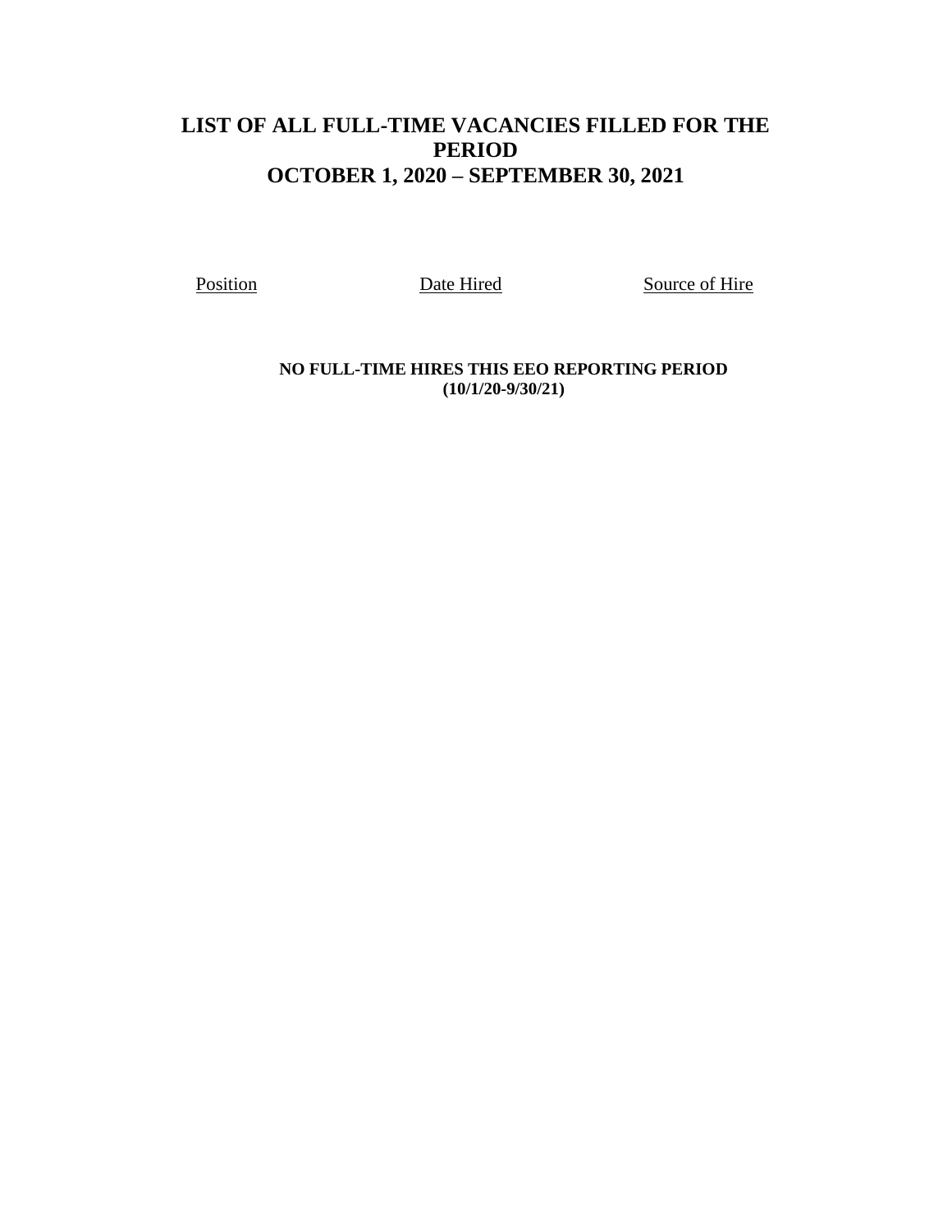# LIST OF ALL FULL-TIME VACANCIES FILLED FOR THE PERIOD OCTOBER 1, 2020 – SEPTEMBER 30, 2021

| Position | Date Hired | Source of Hire |
|---|---|---|

**NO FULL-TIME HIRES THIS EEO REPORTING PERIOD (10/1/20-9/30/21)**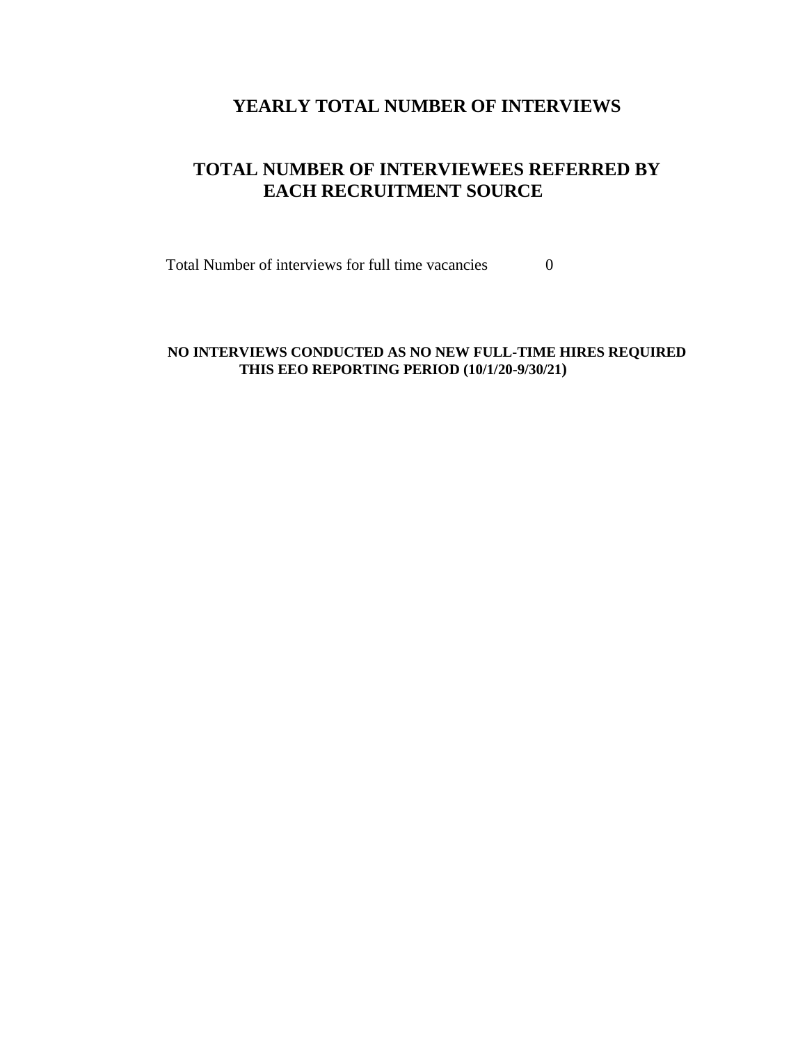## YEARLY TOTAL NUMBER OF INTERVIEWS

## TOTAL NUMBER OF INTERVIEWEES REFERRED BY EACH RECRUITMENT SOURCE

Total Number of interviews for full time vacancies 0

**NO INTERVIEWS CONDUCTED AS NO NEW FULL-TIME HIRES REQUIRED THIS EEO REPORTING PERIOD (10/1/20-9/30/21)**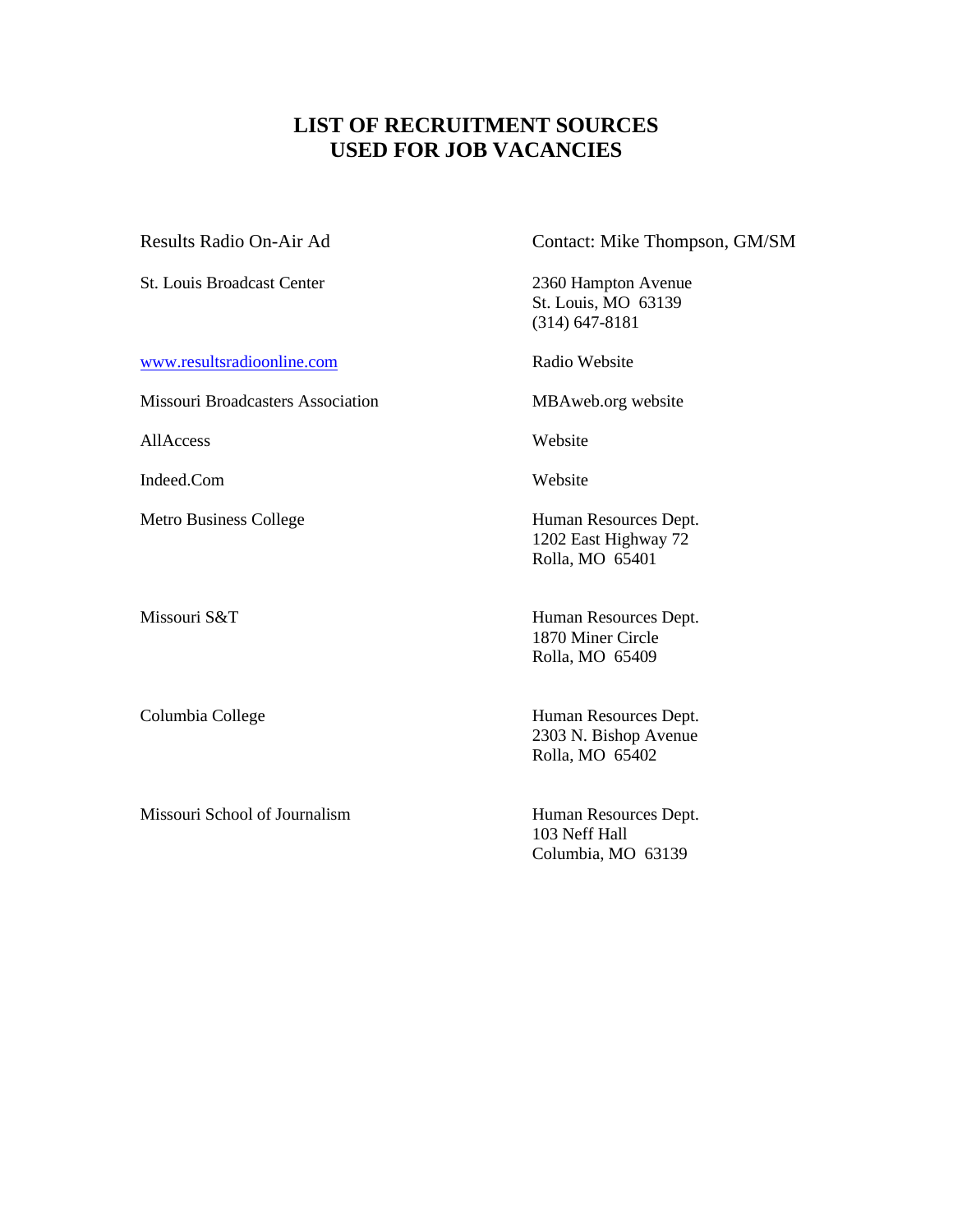# LIST OF RECRUITMENT SOURCES USED FOR JOB VACANCIES

| Source | Contact |
|---|---|
| Results Radio On-Air Ad | Contact: Mike Thompson, GM/SM |
| St. Louis Broadcast Center | 2360 Hampton Avenue<br>St. Louis, MO 63139<br>(314) 647-8181 |
| www.resultsradioonline.com | Radio Website |
| Missouri Broadcasters Association | MBAweb.org website |
| AllAccess | Website |
| Indeed.Com | Website |
| Metro Business College | Human Resources Dept.<br>1202 East Highway 72<br>Rolla, MO 65401 |
| Missouri S&T | Human Resources Dept.<br>1870 Miner Circle<br>Rolla, MO 65409 |
| Columbia College | Human Resources Dept.<br>2303 N. Bishop Avenue<br>Rolla, MO 65402 |
| Missouri School of Journalism | Human Resources Dept.<br>103 Neff Hall<br>Columbia, MO 63139 |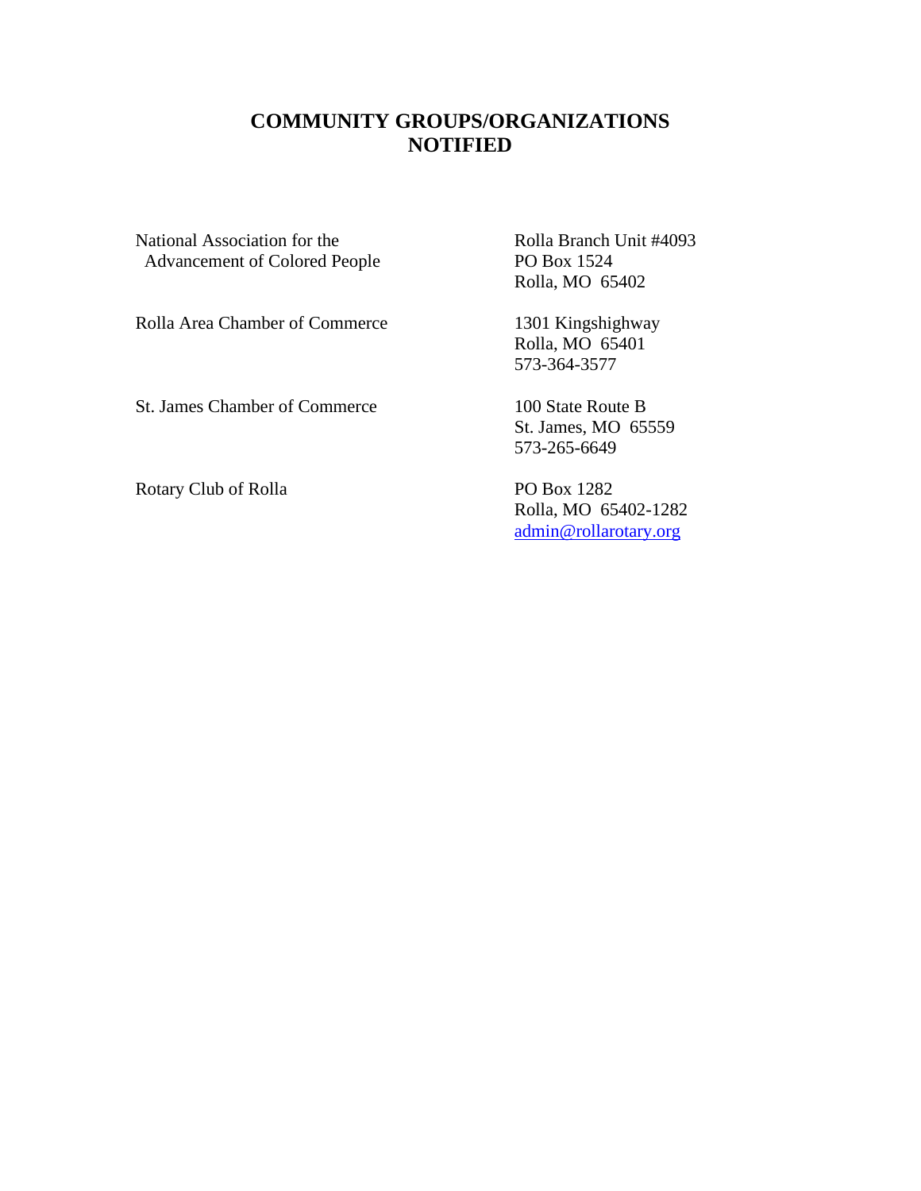# COMMUNITY GROUPS/ORGANIZATIONS NOTIFIED

| | |
|---|---|
| National Association for the Advancement of Colored People | Rolla Branch Unit #4093<br>PO Box 1524<br>Rolla, MO 65402 |
| Rolla Area Chamber of Commerce | 1301 Kingshighway<br>Rolla, MO 65401<br>573-364-3577 |
| St. James Chamber of Commerce | 100 State Route B<br>St. James, MO 65559<br>573-265-6649 |
| Rotary Club of Rolla | PO Box 1282<br>Rolla, MO 65402-1282<br>admin@rollarotary.org |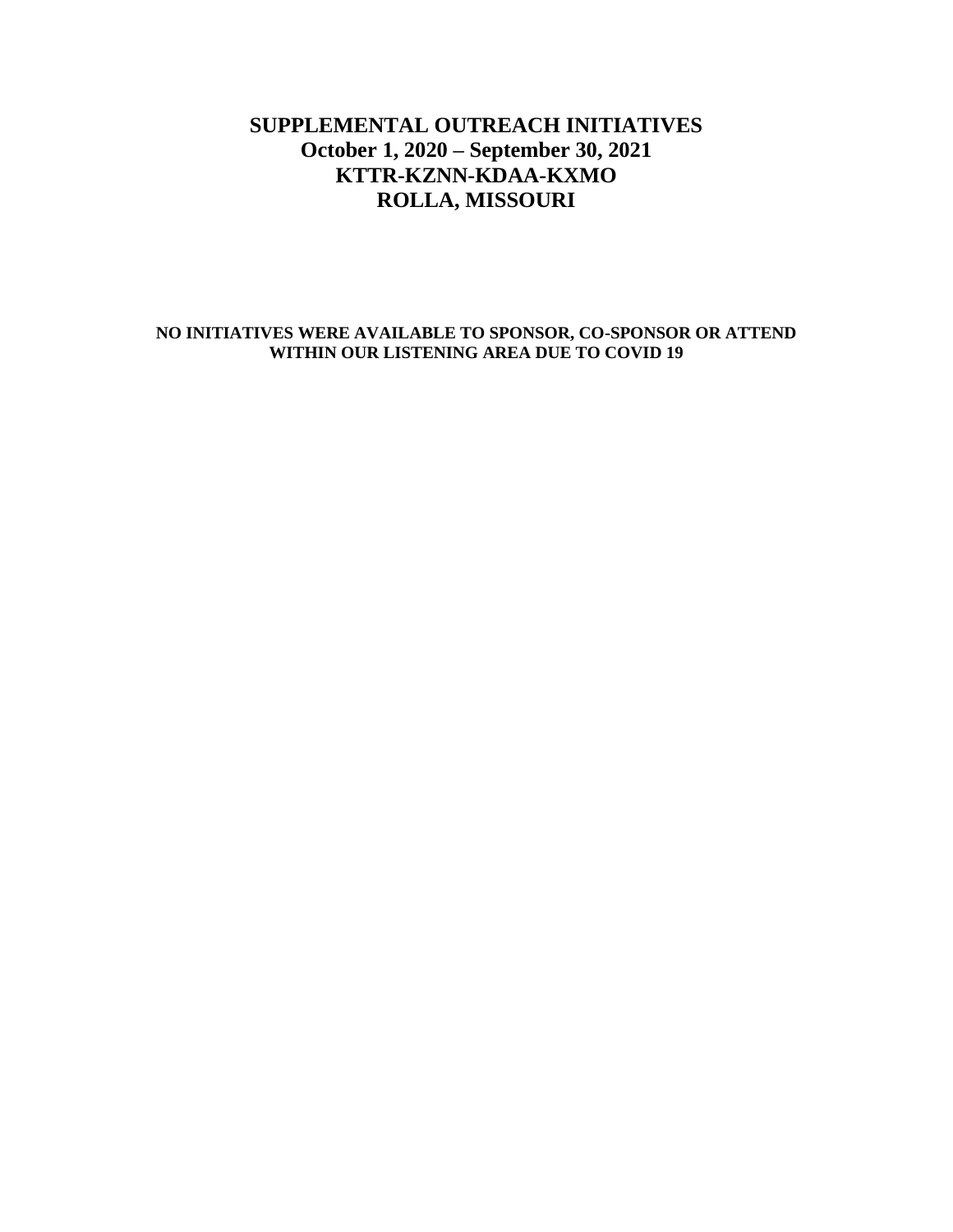# SUPPLEMENTAL OUTREACH INITIATIVES
# October 1, 2020 – September 30, 2021
# KTTR-KZNN-KDAA-KXMO
# ROLLA, MISSOURI

**NO INITIATIVES WERE AVAILABLE TO SPONSOR, CO-SPONSOR OR ATTEND WITHIN OUR LISTENING AREA DUE TO COVID 19**